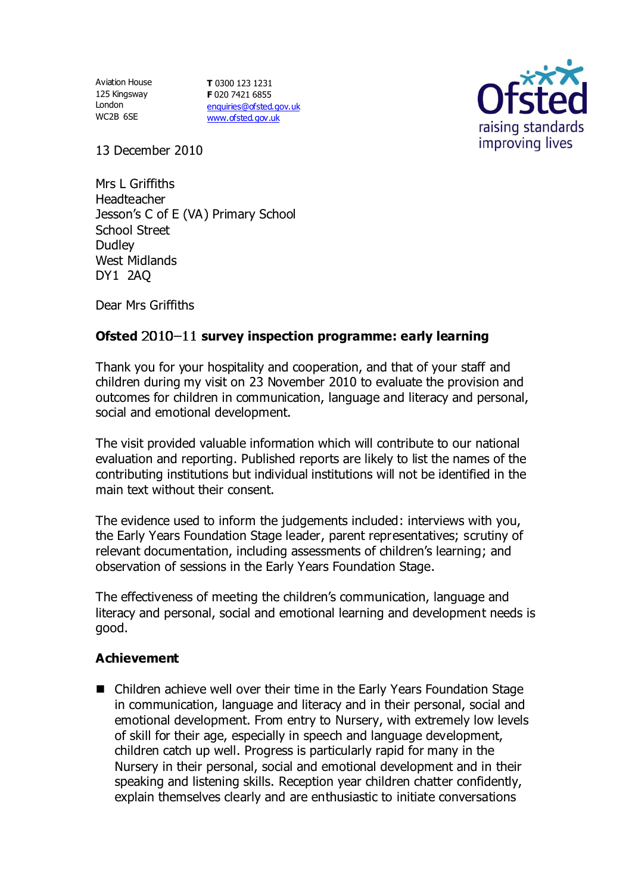Aviation House
125 Kingsway
London
WC2B 6SE

**T** 0300 123 1231
**F** 020 7421 6855
enquiries@ofsted.gov.uk
www.ofsted.gov.uk

13 December 2010

Mrs L Griffiths
Headteacher
Jesson's C of E (VA) Primary School
School Street
Dudley
West Midlands
DY1 2AQ

Dear Mrs Griffiths

**Ofsted 2010–11 survey inspection programme: early learning**

Thank you for your hospitality and cooperation, and that of your staff and children during my visit on 23 November 2010 to evaluate the provision and outcomes for children in communication, language and literacy and personal, social and emotional development.

The visit provided valuable information which will contribute to our national evaluation and reporting. Published reports are likely to list the names of the contributing institutions but individual institutions will not be identified in the main text without their consent.

The evidence used to inform the judgements included: interviews with you, the Early Years Foundation Stage leader, parent representatives; scrutiny of relevant documentation, including assessments of children's learning; and observation of sessions in the Early Years Foundation Stage.

The effectiveness of meeting the children's communication, language and literacy and personal, social and emotional learning and development needs is good.

**Achievement**

- Children achieve well over their time in the Early Years Foundation Stage in communication, language and literacy and in their personal, social and emotional development. From entry to Nursery, with extremely low levels of skill for their age, especially in speech and language development, children catch up well. Progress is particularly rapid for many in the Nursery in their personal, social and emotional development and in their speaking and listening skills. Reception year children chatter confidently, explain themselves clearly and are enthusiastic to initiate conversations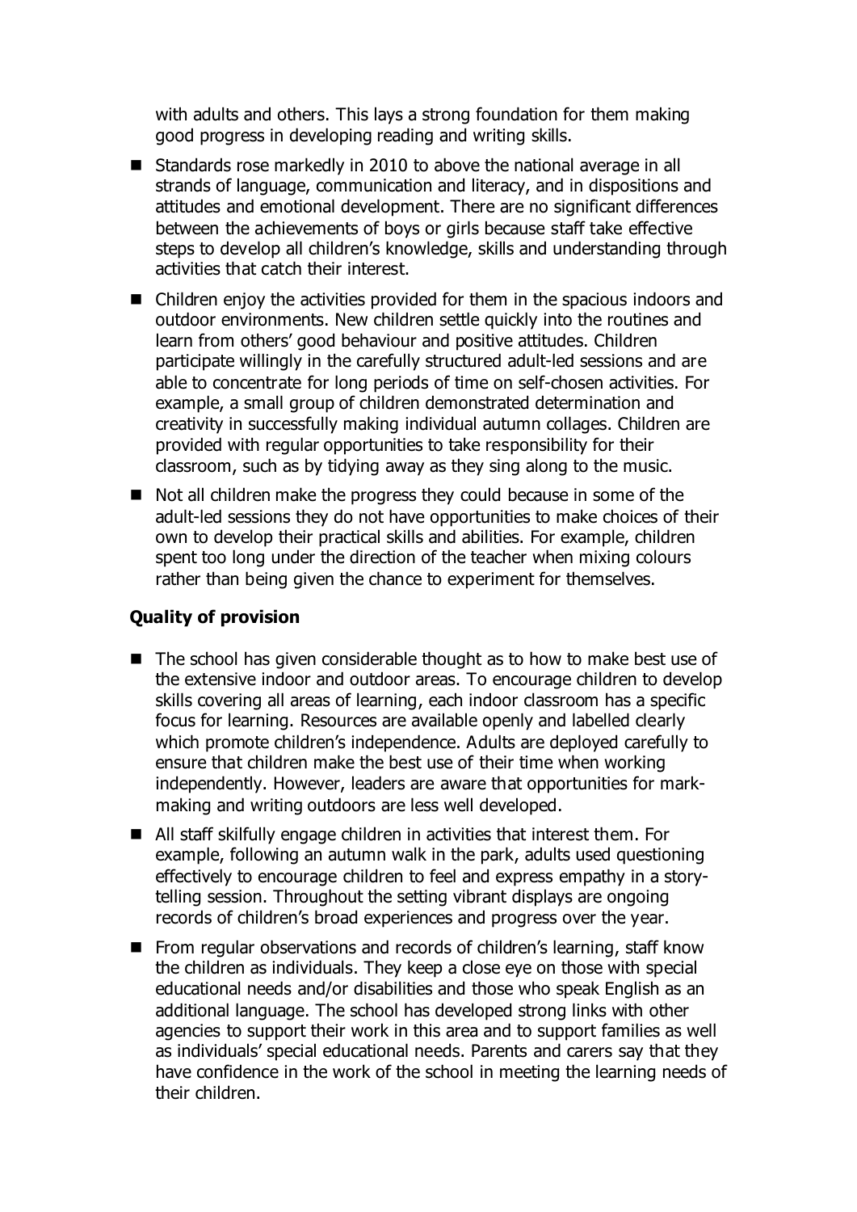with adults and others. This lays a strong foundation for them making good progress in developing reading and writing skills.

- Standards rose markedly in 2010 to above the national average in all strands of language, communication and literacy, and in dispositions and attitudes and emotional development. There are no significant differences between the achievements of boys or girls because staff take effective steps to develop all children's knowledge, skills and understanding through activities that catch their interest.
- Children enjoy the activities provided for them in the spacious indoors and outdoor environments. New children settle quickly into the routines and learn from others' good behaviour and positive attitudes. Children participate willingly in the carefully structured adult-led sessions and are able to concentrate for long periods of time on self-chosen activities. For example, a small group of children demonstrated determination and creativity in successfully making individual autumn collages. Children are provided with regular opportunities to take responsibility for their classroom, such as by tidying away as they sing along to the music.
- Not all children make the progress they could because in some of the adult-led sessions they do not have opportunities to make choices of their own to develop their practical skills and abilities. For example, children spent too long under the direction of the teacher when mixing colours rather than being given the chance to experiment for themselves.

### Quality of provision

- The school has given considerable thought as to how to make best use of the extensive indoor and outdoor areas. To encourage children to develop skills covering all areas of learning, each indoor classroom has a specific focus for learning. Resources are available openly and labelled clearly which promote children's independence. Adults are deployed carefully to ensure that children make the best use of their time when working independently. However, leaders are aware that opportunities for mark-making and writing outdoors are less well developed.
- All staff skilfully engage children in activities that interest them. For example, following an autumn walk in the park, adults used questioning effectively to encourage children to feel and express empathy in a story-telling session. Throughout the setting vibrant displays are ongoing records of children's broad experiences and progress over the year.
- From regular observations and records of children's learning, staff know the children as individuals. They keep a close eye on those with special educational needs and/or disabilities and those who speak English as an additional language. The school has developed strong links with other agencies to support their work in this area and to support families as well as individuals' special educational needs. Parents and carers say that they have confidence in the work of the school in meeting the learning needs of their children.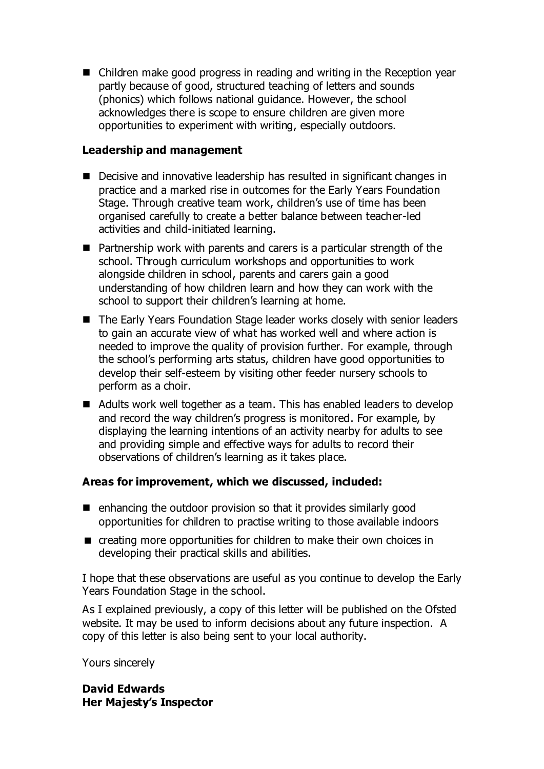- Children make good progress in reading and writing in the Reception year partly because of good, structured teaching of letters and sounds (phonics) which follows national guidance. However, the school acknowledges there is scope to ensure children are given more opportunities to experiment with writing, especially outdoors.

**Leadership and management**

- Decisive and innovative leadership has resulted in significant changes in practice and a marked rise in outcomes for the Early Years Foundation Stage. Through creative team work, children's use of time has been organised carefully to create a better balance between teacher-led activities and child-initiated learning.
- Partnership work with parents and carers is a particular strength of the school. Through curriculum workshops and opportunities to work alongside children in school, parents and carers gain a good understanding of how children learn and how they can work with the school to support their children's learning at home.
- The Early Years Foundation Stage leader works closely with senior leaders to gain an accurate view of what has worked well and where action is needed to improve the quality of provision further. For example, through the school's performing arts status, children have good opportunities to develop their self-esteem by visiting other feeder nursery schools to perform as a choir.
- Adults work well together as a team. This has enabled leaders to develop and record the way children's progress is monitored. For example, by displaying the learning intentions of an activity nearby for adults to see and providing simple and effective ways for adults to record their observations of children's learning as it takes place.

**Areas for improvement, which we discussed, included:**

- enhancing the outdoor provision so that it provides similarly good opportunities for children to practise writing to those available indoors
- creating more opportunities for children to make their own choices in developing their practical skills and abilities.

I hope that these observations are useful as you continue to develop the Early Years Foundation Stage in the school.

As I explained previously, a copy of this letter will be published on the Ofsted website. It may be used to inform decisions about any future inspection. A copy of this letter is also being sent to your local authority.

Yours sincerely

**David Edwards**
**Her Majesty's Inspector**